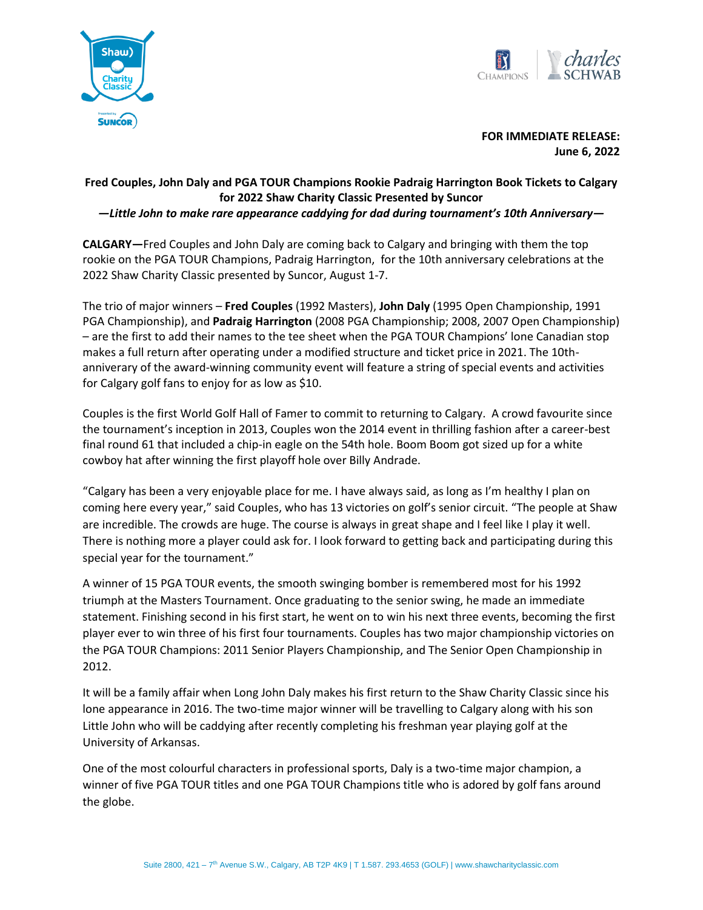**FOR IMMEDIATE RELEASE:**
**June 6, 2022**

**Fred Couples, John Daly and PGA TOUR Champions Rookie Padraig Harrington Book Tickets to Calgary for 2022 Shaw Charity Classic Presented by Suncor**

***—Little John to make rare appearance caddying for dad during tournament's 10th Anniversary—***

**CALGARY—**Fred Couples and John Daly are coming back to Calgary and bringing with them the top rookie on the PGA TOUR Champions, Padraig Harrington, for the 10th anniversary celebrations at the 2022 Shaw Charity Classic presented by Suncor, August 1-7.

The trio of major winners – **Fred Couples** (1992 Masters), **John Daly** (1995 Open Championship, 1991 PGA Championship), and **Padraig Harrington** (2008 PGA Championship; 2008, 2007 Open Championship) – are the first to add their names to the tee sheet when the PGA TOUR Champions' lone Canadian stop makes a full return after operating under a modified structure and ticket price in 2021. The 10th-anniverary of the award-winning community event will feature a string of special events and activities for Calgary golf fans to enjoy for as low as $10.

Couples is the first World Golf Hall of Famer to commit to returning to Calgary. A crowd favourite since the tournament's inception in 2013, Couples won the 2014 event in thrilling fashion after a career-best final round 61 that included a chip-in eagle on the 54th hole. Boom Boom got sized up for a white cowboy hat after winning the first playoff hole over Billy Andrade.

"Calgary has been a very enjoyable place for me. I have always said, as long as I'm healthy I plan on coming here every year," said Couples, who has 13 victories on golf's senior circuit. "The people at Shaw are incredible. The crowds are huge. The course is always in great shape and I feel like I play it well. There is nothing more a player could ask for. I look forward to getting back and participating during this special year for the tournament."

A winner of 15 PGA TOUR events, the smooth swinging bomber is remembered most for his 1992 triumph at the Masters Tournament. Once graduating to the senior swing, he made an immediate statement. Finishing second in his first start, he went on to win his next three events, becoming the first player ever to win three of his first four tournaments. Couples has two major championship victories on the PGA TOUR Champions: 2011 Senior Players Championship, and The Senior Open Championship in 2012.

It will be a family affair when Long John Daly makes his first return to the Shaw Charity Classic since his lone appearance in 2016. The two-time major winner will be travelling to Calgary along with his son Little John who will be caddying after recently completing his freshman year playing golf at the University of Arkansas.

One of the most colourful characters in professional sports, Daly is a two-time major champion, a winner of five PGA TOUR titles and one PGA TOUR Champions title who is adored by golf fans around the globe.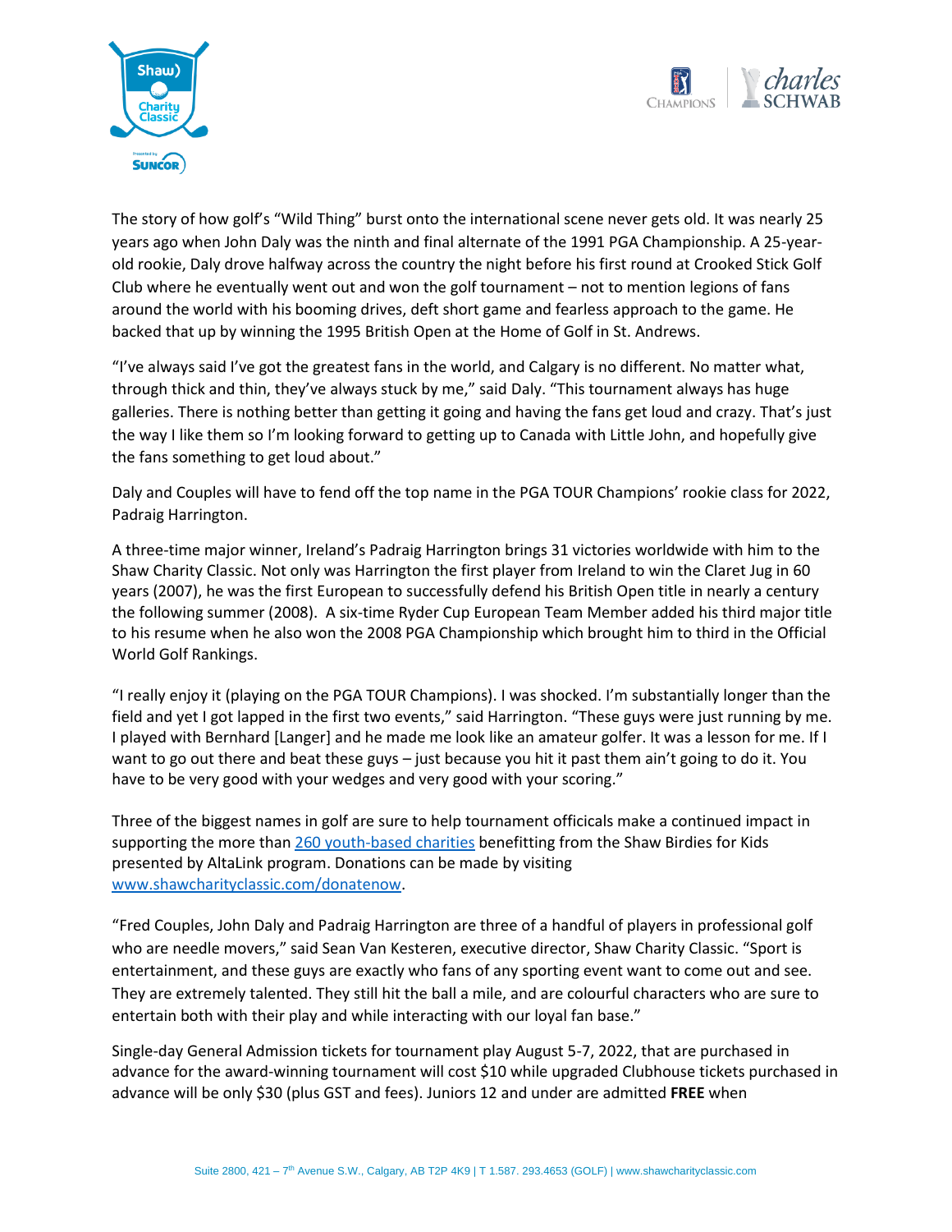The story of how golf's "Wild Thing" burst onto the international scene never gets old. It was nearly 25 years ago when John Daly was the ninth and final alternate of the 1991 PGA Championship. A 25-year-old rookie, Daly drove halfway across the country the night before his first round at Crooked Stick Golf Club where he eventually went out and won the golf tournament – not to mention legions of fans around the world with his booming drives, deft short game and fearless approach to the game. He backed that up by winning the 1995 British Open at the Home of Golf in St. Andrews.

"I've always said I've got the greatest fans in the world, and Calgary is no different. No matter what, through thick and thin, they've always stuck by me," said Daly. "This tournament always has huge galleries. There is nothing better than getting it going and having the fans get loud and crazy. That's just the way I like them so I'm looking forward to getting up to Canada with Little John, and hopefully give the fans something to get loud about."

Daly and Couples will have to fend off the top name in the PGA TOUR Champions' rookie class for 2022, Padraig Harrington.

A three-time major winner, Ireland's Padraig Harrington brings 31 victories worldwide with him to the Shaw Charity Classic. Not only was Harrington the first player from Ireland to win the Claret Jug in 60 years (2007), he was the first European to successfully defend his British Open title in nearly a century the following summer (2008). A six-time Ryder Cup European Team Member added his third major title to his resume when he also won the 2008 PGA Championship which brought him to third in the Official World Golf Rankings.

"I really enjoy it (playing on the PGA TOUR Champions). I was shocked. I'm substantially longer than the field and yet I got lapped in the first two events," said Harrington. "These guys were just running by me. I played with Bernhard [Langer] and he made me look like an amateur golfer. It was a lesson for me. If I want to go out there and beat these guys – just because you hit it past them ain't going to do it. You have to be very good with your wedges and very good with your scoring."

Three of the biggest names in golf are sure to help tournament officicals make a continued impact in supporting the more than [260 youth-based charities](#) benefitting from the Shaw Birdies for Kids presented by AltaLink program. Donations can be made by visiting [www.shawcharityclassic.com/donatenow](http://www.shawcharityclassic.com/donatenow).

"Fred Couples, John Daly and Padraig Harrington are three of a handful of players in professional golf who are needle movers," said Sean Van Kesteren, executive director, Shaw Charity Classic. "Sport is entertainment, and these guys are exactly who fans of any sporting event want to come out and see. They are extremely talented. They still hit the ball a mile, and are colourful characters who are sure to entertain both with their play and while interacting with our loyal fan base."

Single-day General Admission tickets for tournament play August 5-7, 2022, that are purchased in advance for the award-winning tournament will cost $10 while upgraded Clubhouse tickets purchased in advance will be only $30 (plus GST and fees). Juniors 12 and under are admitted **FREE** when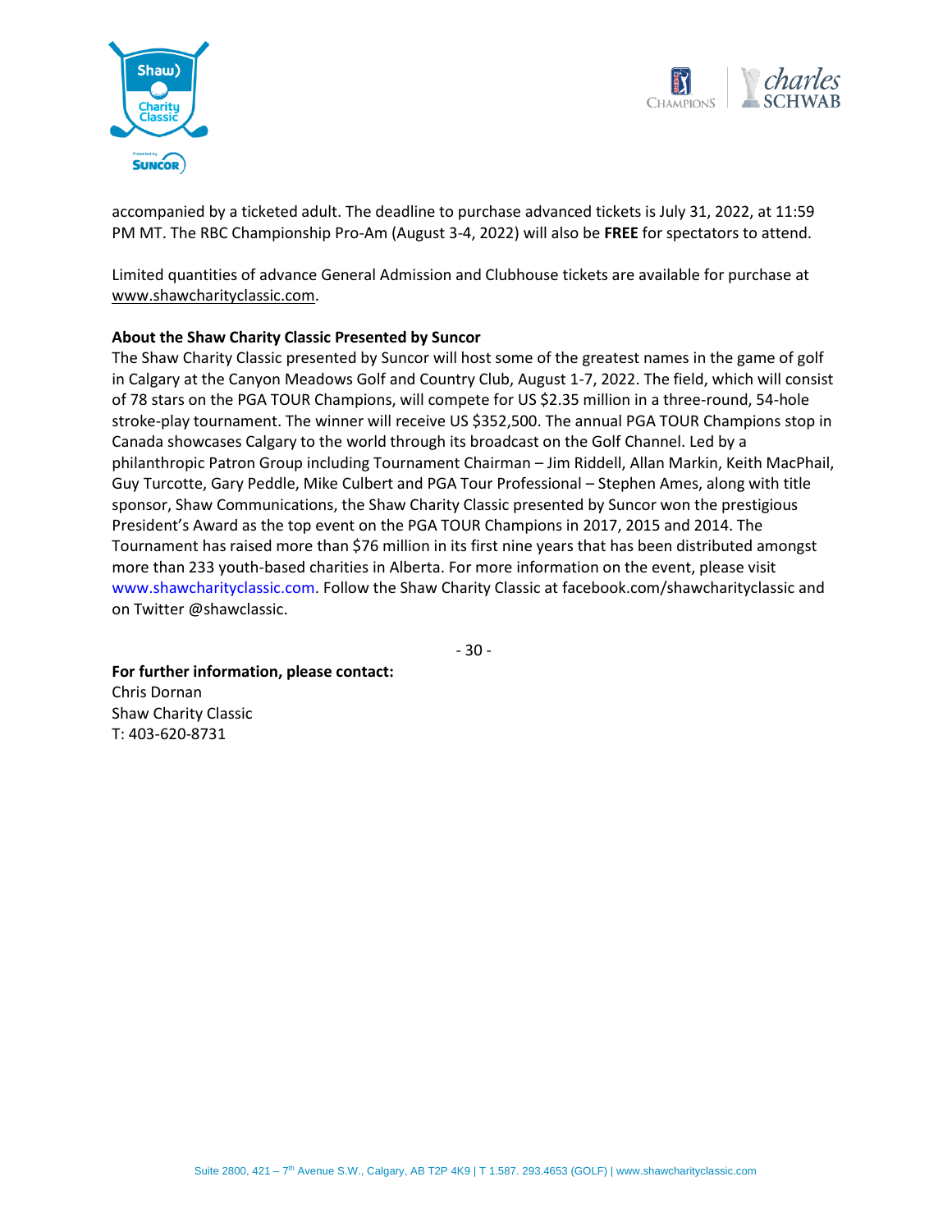accompanied by a ticketed adult. The deadline to purchase advanced tickets is July 31, 2022, at 11:59 PM MT. The RBC Championship Pro-Am (August 3-4, 2022) will also be **FREE** for spectators to attend.

Limited quantities of advance General Admission and Clubhouse tickets are available for purchase at www.shawcharityclassic.com.

**About the Shaw Charity Classic Presented by Suncor**

The Shaw Charity Classic presented by Suncor will host some of the greatest names in the game of golf in Calgary at the Canyon Meadows Golf and Country Club, August 1-7, 2022. The field, which will consist of 78 stars on the PGA TOUR Champions, will compete for US $2.35 million in a three-round, 54-hole stroke-play tournament. The winner will receive US $352,500. The annual PGA TOUR Champions stop in Canada showcases Calgary to the world through its broadcast on the Golf Channel. Led by a philanthropic Patron Group including Tournament Chairman – Jim Riddell, Allan Markin, Keith MacPhail, Guy Turcotte, Gary Peddle, Mike Culbert and PGA Tour Professional – Stephen Ames, along with title sponsor, Shaw Communications, the Shaw Charity Classic presented by Suncor won the prestigious President's Award as the top event on the PGA TOUR Champions in 2017, 2015 and 2014. The Tournament has raised more than $76 million in its first nine years that has been distributed amongst more than 233 youth-based charities in Alberta. For more information on the event, please visit www.shawcharityclassic.com. Follow the Shaw Charity Classic at facebook.com/shawcharityclassic and on Twitter @shawclassic.

- 30 -

**For further information, please contact:**
Chris Dornan
Shaw Charity Classic
T: 403-620-8731

Suite 2800, 421 – 7th Avenue S.W., Calgary, AB T2P 4K9 | T 1.587. 293.4653 (GOLF) | www.shawcharityclassic.com